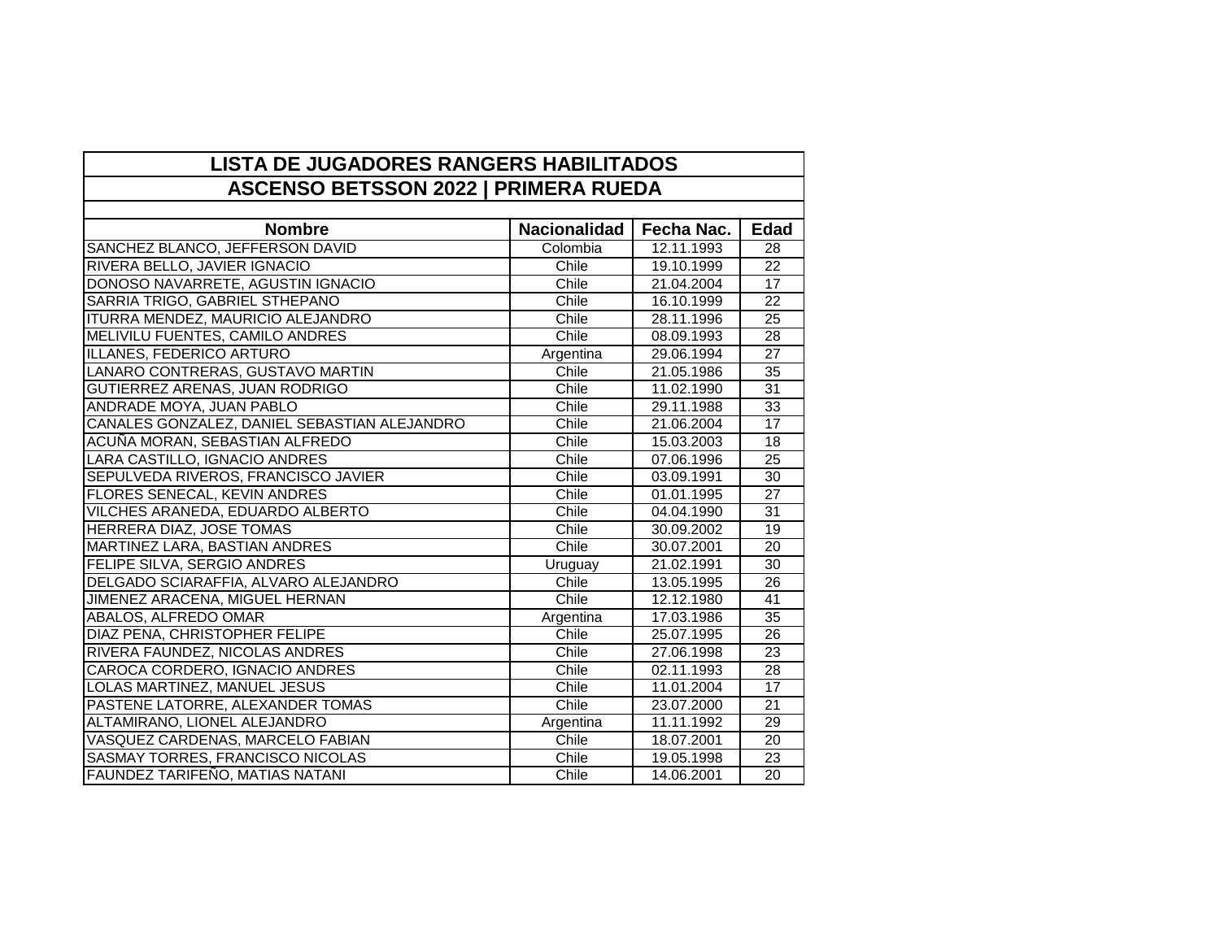| LISTA DE JUGADORES RANGERS HABILITADOS<br>ASCENSO BETSSON 2022 \| PRIMERA RUEDA | | | |
|---|---|---|---|
| **Nombre** | **Nacionalidad** | **Fecha Nac.** | **Edad** |
| SANCHEZ BLANCO, JEFFERSON DAVID | Colombia | 12.11.1993 | 28 |
| RIVERA BELLO, JAVIER IGNACIO | Chile | 19.10.1999 | 22 |
| DONOSO NAVARRETE, AGUSTIN IGNACIO | Chile | 21.04.2004 | 17 |
| SARRIA TRIGO, GABRIEL STHEPANO | Chile | 16.10.1999 | 22 |
| ITURRA MENDEZ, MAURICIO ALEJANDRO | Chile | 28.11.1996 | 25 |
| MELIVILU FUENTES, CAMILO ANDRES | Chile | 08.09.1993 | 28 |
| ILLANES, FEDERICO ARTURO | Argentina | 29.06.1994 | 27 |
| LANARO CONTRERAS, GUSTAVO MARTIN | Chile | 21.05.1986 | 35 |
| GUTIERREZ ARENAS, JUAN RODRIGO | Chile | 11.02.1990 | 31 |
| ANDRADE MOYA, JUAN PABLO | Chile | 29.11.1988 | 33 |
| CANALES GONZALEZ, DANIEL SEBASTIAN ALEJANDRO | Chile | 21.06.2004 | 17 |
| ACUÑA MORAN, SEBASTIAN ALFREDO | Chile | 15.03.2003 | 18 |
| LARA CASTILLO, IGNACIO ANDRES | Chile | 07.06.1996 | 25 |
| SEPULVEDA RIVEROS, FRANCISCO JAVIER | Chile | 03.09.1991 | 30 |
| FLORES SENECAL, KEVIN ANDRES | Chile | 01.01.1995 | 27 |
| VILCHES ARANEDA, EDUARDO ALBERTO | Chile | 04.04.1990 | 31 |
| HERRERA DIAZ, JOSE TOMAS | Chile | 30.09.2002 | 19 |
| MARTINEZ LARA, BASTIAN ANDRES | Chile | 30.07.2001 | 20 |
| FELIPE SILVA, SERGIO ANDRES | Uruguay | 21.02.1991 | 30 |
| DELGADO SCIARAFFIA, ALVARO ALEJANDRO | Chile | 13.05.1995 | 26 |
| JIMENEZ ARACENA, MIGUEL HERNAN | Chile | 12.12.1980 | 41 |
| ABALOS, ALFREDO OMAR | Argentina | 17.03.1986 | 35 |
| DIAZ PENA, CHRISTOPHER FELIPE | Chile | 25.07.1995 | 26 |
| RIVERA FAUNDEZ, NICOLAS ANDRES | Chile | 27.06.1998 | 23 |
| CAROCA CORDERO, IGNACIO ANDRES | Chile | 02.11.1993 | 28 |
| LOLAS MARTINEZ, MANUEL JESUS | Chile | 11.01.2004 | 17 |
| PASTENE LATORRE, ALEXANDER TOMAS | Chile | 23.07.2000 | 21 |
| ALTAMIRANO, LIONEL ALEJANDRO | Argentina | 11.11.1992 | 29 |
| VASQUEZ CARDENAS, MARCELO FABIAN | Chile | 18.07.2001 | 20 |
| SASMAY TORRES, FRANCISCO NICOLAS | Chile | 19.05.1998 | 23 |
| FAUNDEZ TARIFEÑO, MATIAS NATANI | Chile | 14.06.2001 | 20 |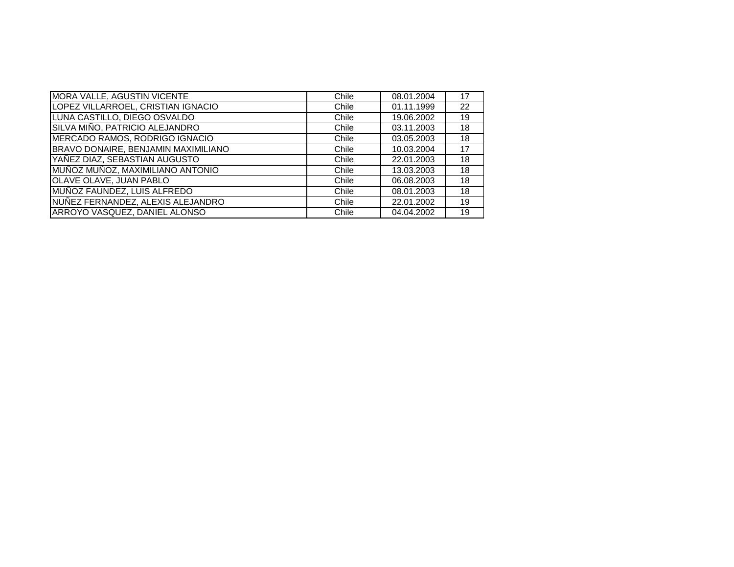| | | | |
|---|---|---|---|
| MORA VALLE, AGUSTIN VICENTE | Chile | 08.01.2004 | 17 |
| LOPEZ VILLARROEL, CRISTIAN IGNACIO | Chile | 01.11.1999 | 22 |
| LUNA CASTILLO, DIEGO OSVALDO | Chile | 19.06.2002 | 19 |
| SILVA MIÑO, PATRICIO ALEJANDRO | Chile | 03.11.2003 | 18 |
| MERCADO RAMOS, RODRIGO IGNACIO | Chile | 03.05.2003 | 18 |
| BRAVO DONAIRE, BENJAMIN MAXIMILIANO | Chile | 10.03.2004 | 17 |
| YAÑEZ DIAZ, SEBASTIAN AUGUSTO | Chile | 22.01.2003 | 18 |
| MUÑOZ MUÑOZ, MAXIMILIANO ANTONIO | Chile | 13.03.2003 | 18 |
| OLAVE OLAVE, JUAN PABLO | Chile | 06.08.2003 | 18 |
| MUÑOZ FAUNDEZ, LUIS ALFREDO | Chile | 08.01.2003 | 18 |
| NUÑEZ FERNANDEZ, ALEXIS ALEJANDRO | Chile | 22.01.2002 | 19 |
| ARROYO VASQUEZ, DANIEL ALONSO | Chile | 04.04.2002 | 19 |